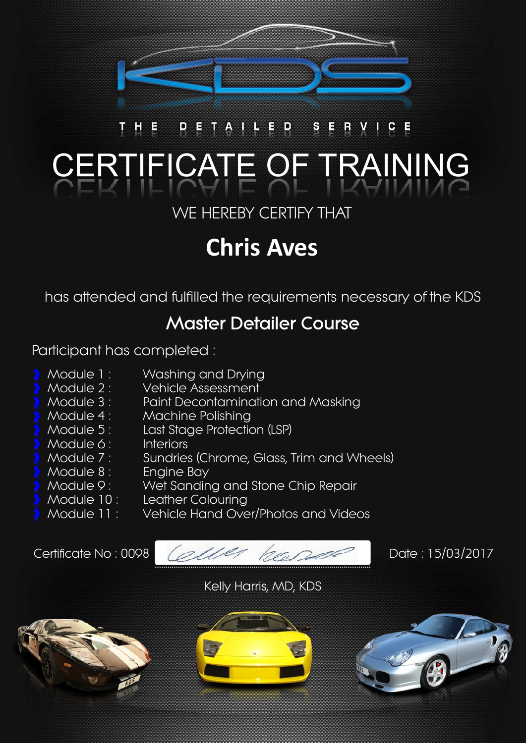KDS

THE DETAILED SERVICE

# CERTIFICATE OF TRAINING

WE HEREBY CERTIFY THAT

## Chris Aves

has attended and fulfilled the requirements necessary of the KDS

### Master Detailer Course

Participant has completed :

- Module 1 : Washing and Drying
- Module 2 : Vehicle Assessment
- Module 3 : Paint Decontamination and Masking
- Module 4 : Machine Polishing
- Module 5 : Last Stage Protection (LSP)
- Module 6 : Interiors
- Module 7 : Sundries (Chrome, Glass, Trim and Wheels)
- Module 8 : Engine Bay
- Module 9 : Wet Sanding and Stone Chip Repair
- Module 10 : Leather Colouring
- Module 11 : Vehicle Hand Over/Photos and Videos

Certificate No : 0098

Date : 15/03/2017

Kelly Harris, MD, KDS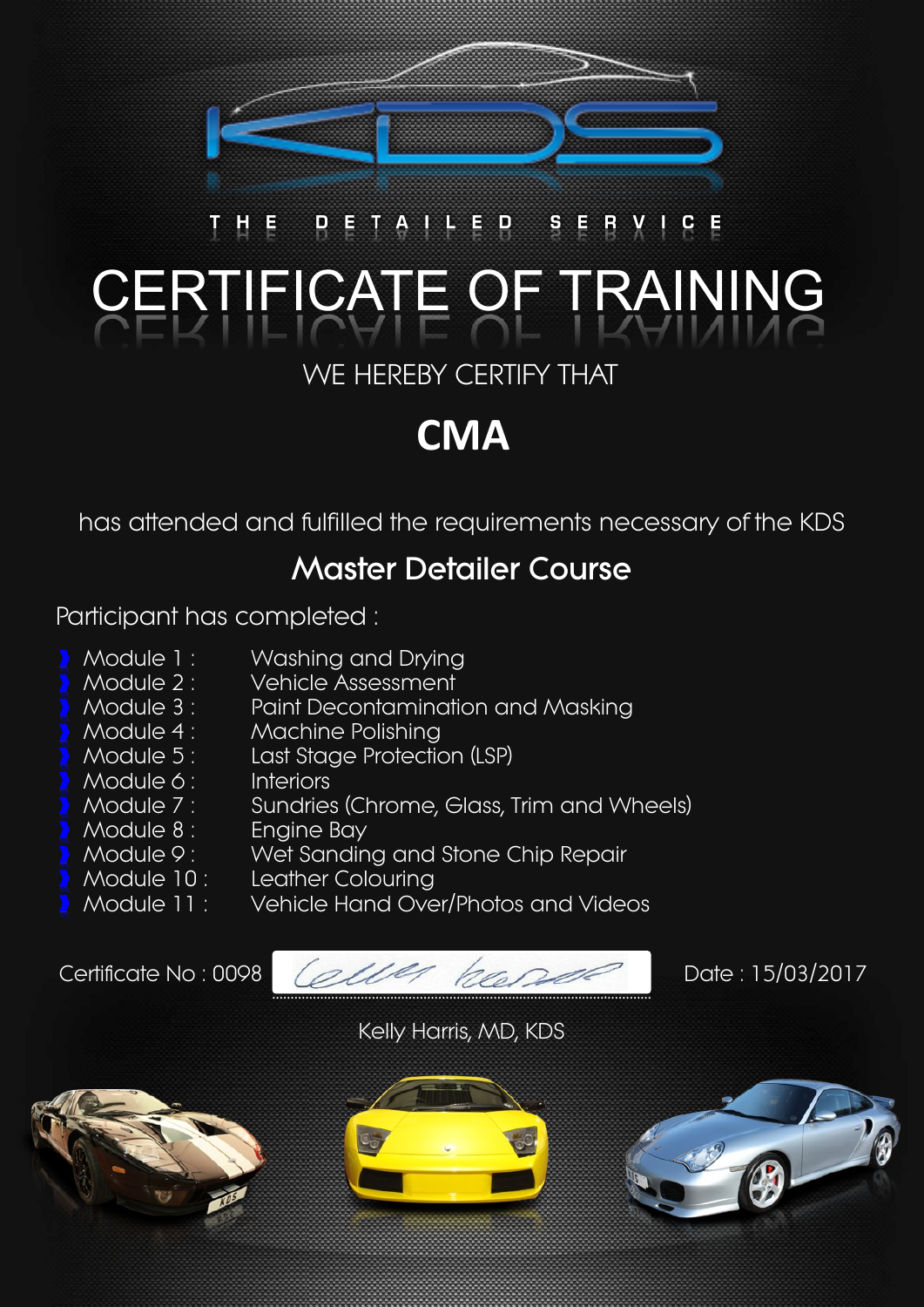KDS

THE DETAILED SERVICE

# CERTIFICATE OF TRAINING

WE HEREBY CERTIFY THAT

## CMA

has attended and fulfilled the requirements necessary of the KDS

## Master Detailer Course

Participant has completed :

- Module 1 : Washing and Drying
- Module 2 : Vehicle Assessment
- Module 3 : Paint Decontamination and Masking
- Module 4 : Machine Polishing
- Module 5 : Last Stage Protection (LSP)
- Module 6 : Interiors
- Module 7 : Sundries (Chrome, Glass, Trim and Wheels)
- Module 8 : Engine Bay
- Module 9 : Wet Sanding and Stone Chip Repair
- Module 10 : Leather Colouring
- Module 11 : Vehicle Hand Over/Photos and Videos

Certificate No : 0098

Date : 15/03/2017

Kelly Harris, MD, KDS